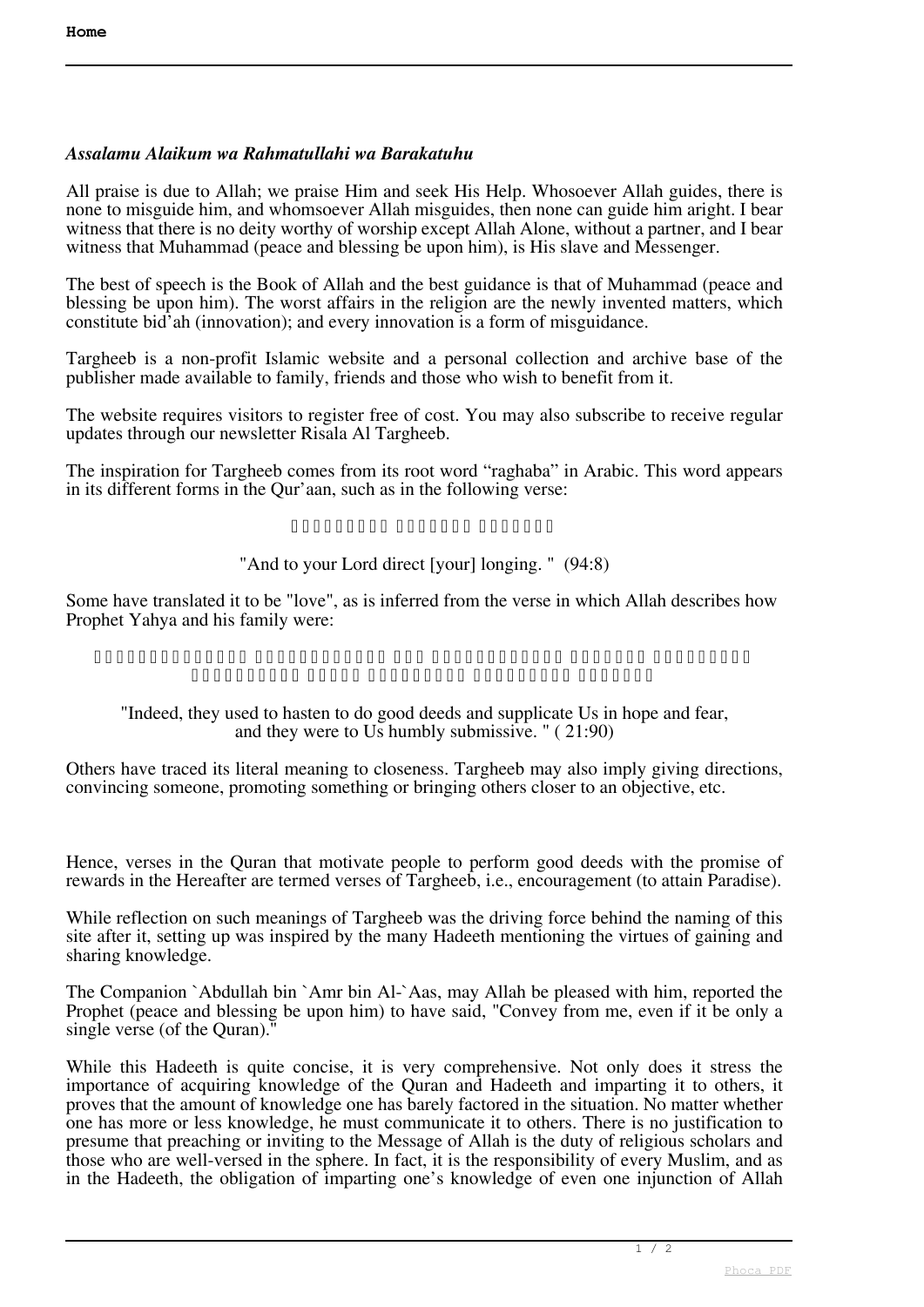*Assalamu Alaikum wa Rahmatullahi wa Barakatuhu*

All praise is due to Allah; we praise Him and seek His Help. Whosoever Allah guides, there is none to misguide him, and whomsoever Allah misguides, then none can guide him aright. I bear witness that there is no deity worthy of worship except Allah Alone, without a partner, and I bear witness that Muhammad (peace and blessing be upon him), is His slave and Messenger.

The best of speech is the Book of Allah and the best guidance is that of Muhammad (peace and blessing be upon him). The worst affairs in the religion are the newly invented matters, which constitute bid'ah (innovation); and every innovation is a form of misguidance.

Targheeb is a non-profit Islamic website and a personal collection and archive base of the publisher made available to family, friends and those who wish to benefit from it.

The website requires visitors to register free of cost. You may also subscribe to receive regular updates through our newsletter Risala Al Targheeb.

The inspiration for Targheeb comes from its root word "raghaba" in Arabic. This word appears in its different forms in the Qur'aan, such as in the following verse:

□□□□□□□□□ □□□□□□□ □□□□□□□

"And to your Lord direct [your] longing. " (94:8)

Some have translated it to be "love", as is inferred from the verse in which Allah describes how Prophet Yahya and his family were:

□□□□□□□□□□□□□ □□□□□□□□□□□□ □□□ □□□□□□□□□□□□ □□□□□□□ □□□□□□□□□
□□□□□□□□□□ □□□□□ □□□□□□□□□ □□□□□□□□□ □□□□□□□

"Indeed, they used to hasten to do good deeds and supplicate Us in hope and fear, and they were to Us humbly submissive. " ( 21:90)

Others have traced its literal meaning to closeness. Targheeb may also imply giving directions, convincing someone, promoting something or bringing others closer to an objective, etc.

Hence, verses in the Quran that motivate people to perform good deeds with the promise of rewards in the Hereafter are termed verses of Targheeb, i.e., encouragement (to attain Paradise).

While reflection on such meanings of Targheeb was the driving force behind the naming of this site after it, setting up was inspired by the many Hadeeth mentioning the virtues of gaining and sharing knowledge.

The Companion `Abdullah bin `Amr bin Al-`Aas, may Allah be pleased with him, reported the Prophet (peace and blessing be upon him) to have said, "Convey from me, even if it be only a single verse (of the Quran)."

While this Hadeeth is quite concise, it is very comprehensive. Not only does it stress the importance of acquiring knowledge of the Quran and Hadeeth and imparting it to others, it proves that the amount of knowledge one has barely factored in the situation. No matter whether one has more or less knowledge, he must communicate it to others. There is no justification to presume that preaching or inviting to the Message of Allah is the duty of religious scholars and those who are well-versed in the sphere. In fact, it is the responsibility of every Muslim, and as in the Hadeeth, the obligation of imparting one's knowledge of even one injunction of Allah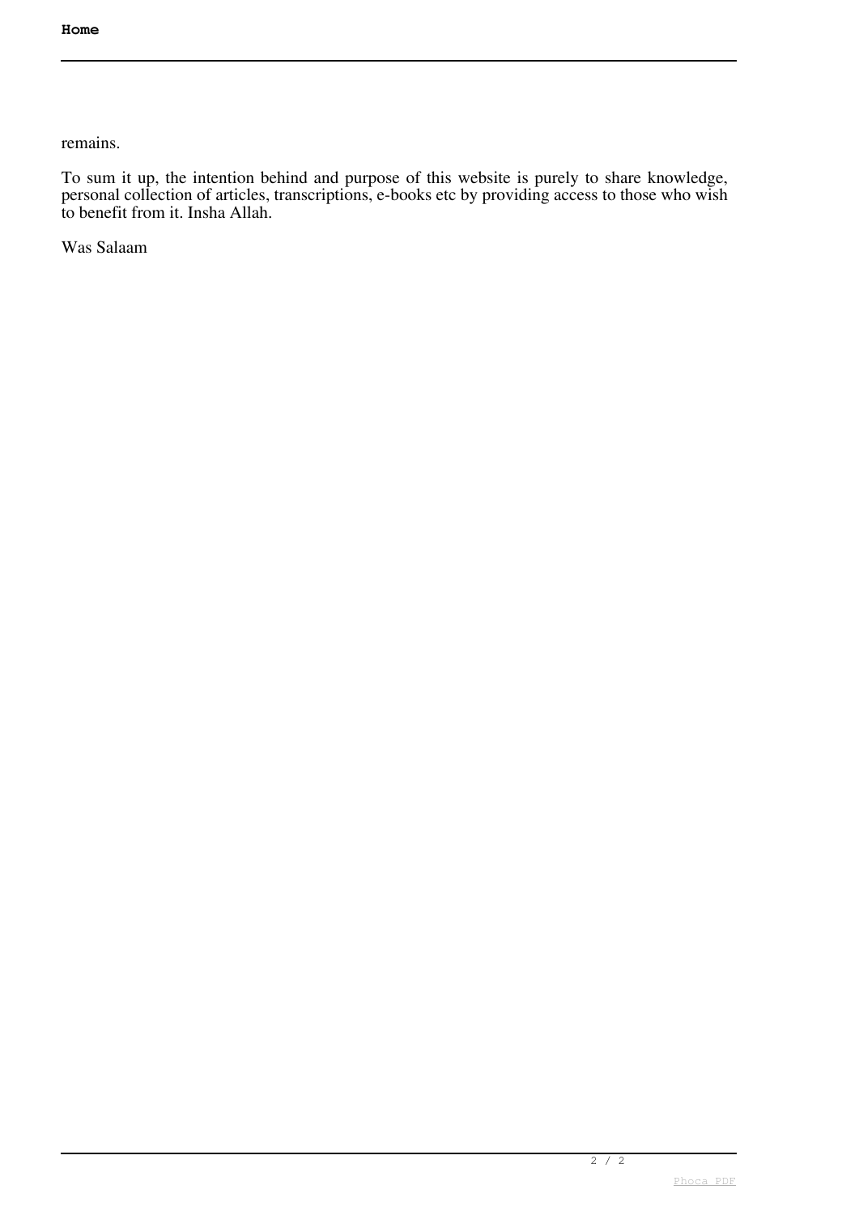remains.

To sum it up, the intention behind and purpose of this website is purely to share knowledge, personal collection of articles, transcriptions, e-books etc by providing access to those who wish to benefit from it. Insha Allah.

Was Salaam